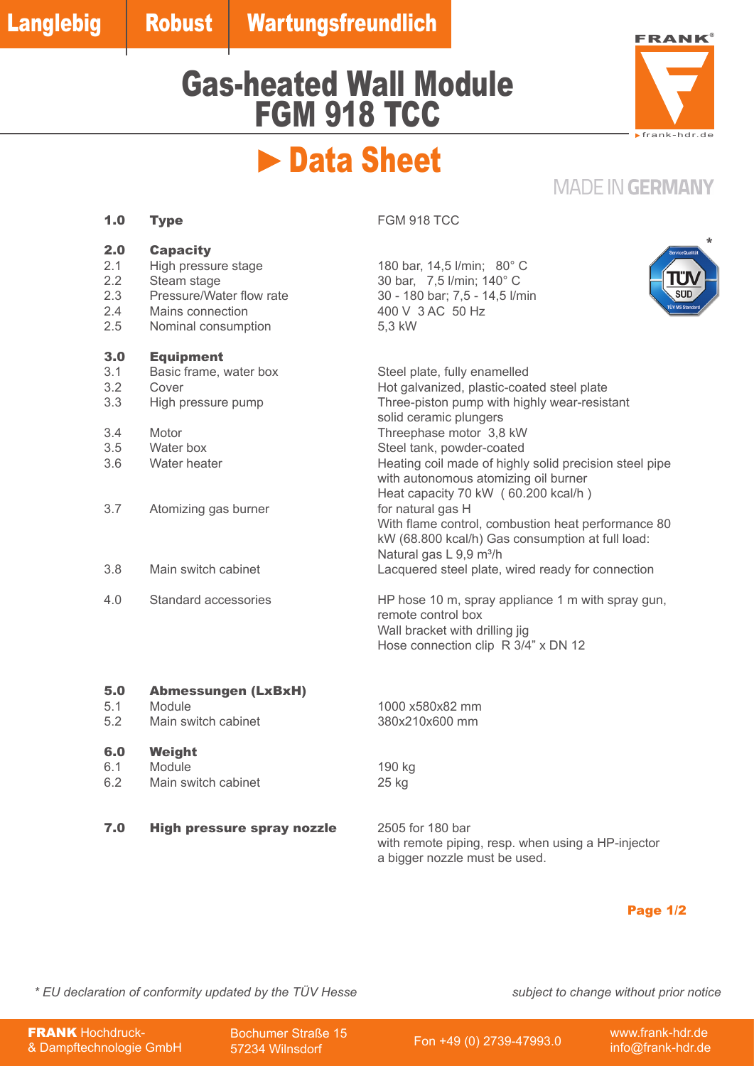Langlebig | Robust | Wartungsfreundlich

# Gas-heated Wall Module FGM 918 TCC

## ► Data Sheet

MADE IN GERMANY

| | | |
|---|---|---|
| **1.0** | **Type** | FGM 918 TCC |
| **2.0** | **Capacity** | |
| 2.1 | High pressure stage | 180 bar, 14,5 l/min; 80° C |
| 2.2 | Steam stage | 30 bar, 7,5 l/min; 140° C |
| 2.3 | Pressure/Water flow rate | 30 - 180 bar; 7,5 - 14,5 l/min |
| 2.4 | Mains connection | 400 V 3 AC 50 Hz |
| 2.5 | Nominal consumption | 5,3 kW |
| **3.0** | **Equipment** | |
| 3.1 | Basic frame, water box | Steel plate, fully enamelled |
| 3.2 | Cover | Hot galvanized, plastic-coated steel plate |
| 3.3 | High pressure pump | Three-piston pump with highly wear-resistant solid ceramic plungers |
| 3.4 | Motor | Threephase motor 3,8 kW |
| 3.5 | Water box | Steel tank, powder-coated |
| 3.6 | Water heater | Heating coil made of highly solid precision steel pipe with autonomous atomizing oil burner Heat capacity 70 kW ( 60.200 kcal/h ) |
| 3.7 | Atomizing gas burner | for natural gas H With flame control, combustion heat performance 80 kW (68.800 kcal/h) Gas consumption at full load: Natural gas L 9,9 m³/h |
| 3.8 | Main switch cabinet | Lacquered steel plate, wired ready for connection |
| 4.0 | Standard accessories | HP hose 10 m, spray appliance 1 m with spray gun, remote control box<br>Wall bracket with drilling jig<br>Hose connection clip R 3/4" x DN 12 |
| **5.0** | **Abmessungen (LxBxH)** | |
| 5.1 | Module | 1000 x580x82 mm |
| 5.2 | Main switch cabinet | 380x210x600 mm |
| **6.0** | **Weight** | |
| 6.1 | Module | 190 kg |
| 6.2 | Main switch cabinet | 25 kg |
| **7.0** | **High pressure spray nozzle** | 2505 for 180 bar with remote piping, resp. when using a HP-injector a bigger nozzle must be used. |

*\* EU declaration of conformity updated by the TÜV Hesse*

*subject to change without prior notice*

**FRANK** Hochdruck- & Dampftechnologie GmbH | Bochumer Straße 15, 57234 Wilnsdorf | Fon +49 (0) 2739-47993.0 | www.frank-hdr.de | info@frank-hdr.de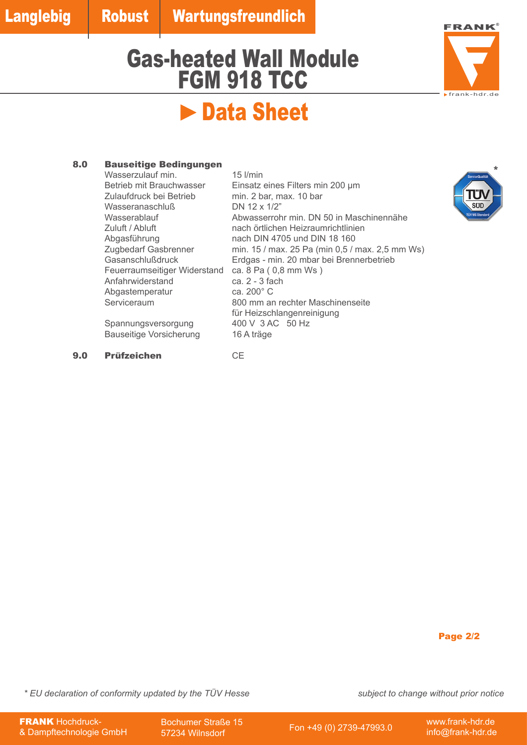Langlebig | Robust | Wartungsfreundlich

# Gas-heated Wall Module FGM 918 TCC

## ► Data Sheet

### 8.0 Bauseitige Bedingungen

| | |
|---|---|
| Wasserzulauf min. | 15 l/min |
| Betrieb mit Brauchwasser | Einsatz eines Filters min 200 µm |
| Zulaufdruck bei Betrieb | min. 2 bar, max. 10 bar |
| Wasseranaschluß | DN 12 x 1/2” |
| Wasserablauf | Abwasserrohr min. DN 50 in Maschinennähe |
| Zuluft / Abluft | nach örtlichen Heizraumrichtlinien |
| Abgasführung | nach DIN 4705 und DIN 18 160 |
| Zugbedarf Gasbrenner | min. 15 / max. 25 Pa (min 0,5 / max. 2,5 mm Ws) |
| Gasanschlußdruck | Erdgas - min. 20 mbar bei Brennerbetrieb |
| Feuerraumseitiger Widerstand | ca. 8 Pa ( 0,8 mm Ws ) |
| Anfahrwiderstand | ca. 2 - 3 fach |
| Abgastemperatur | ca. 200° C |
| Serviceraum | 800 mm an rechter Maschinenseite für Heizschlangenreinigung |
| Spannungsversorgung | 400 V 3 AC 50 Hz |
| Bauseitige Vorsicherung | 16 A träge |

### 9.0 Prüfzeichen

CE

*

* EU declaration of conformity updated by the TÜV Hesse

subject to change without prior notice

**FRANK** Hochdruck- & Dampftechnologie GmbH
Bochumer Straße 15
57234 Wilnsdorf
Fon +49 (0) 2739-47993.0
www.frank-hdr.de
info@frank-hdr.de